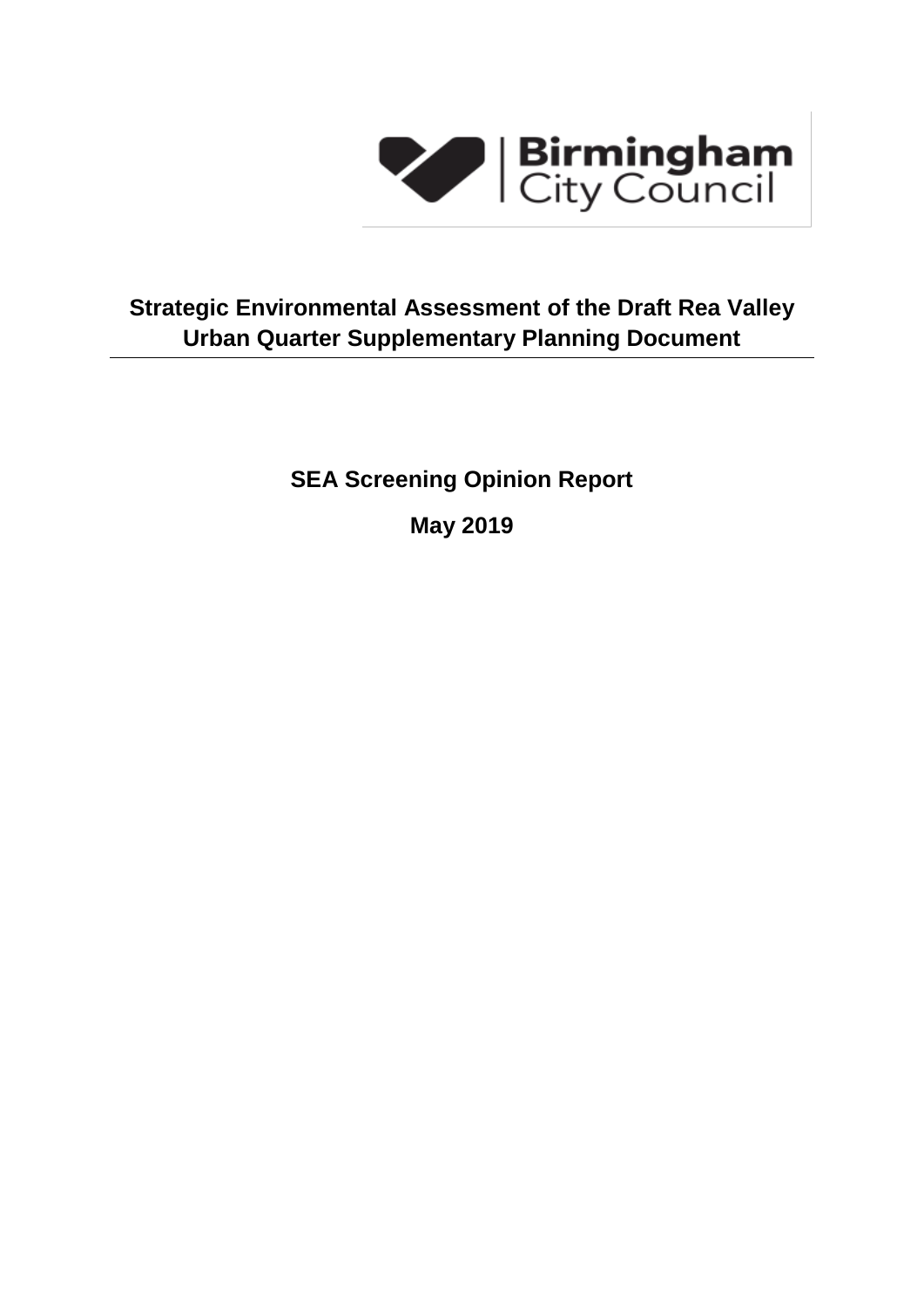Birmingham City Council

# Strategic Environmental Assessment of the Draft Rea Valley Urban Quarter Supplementary Planning Document

## SEA Screening Opinion Report

**May 2019**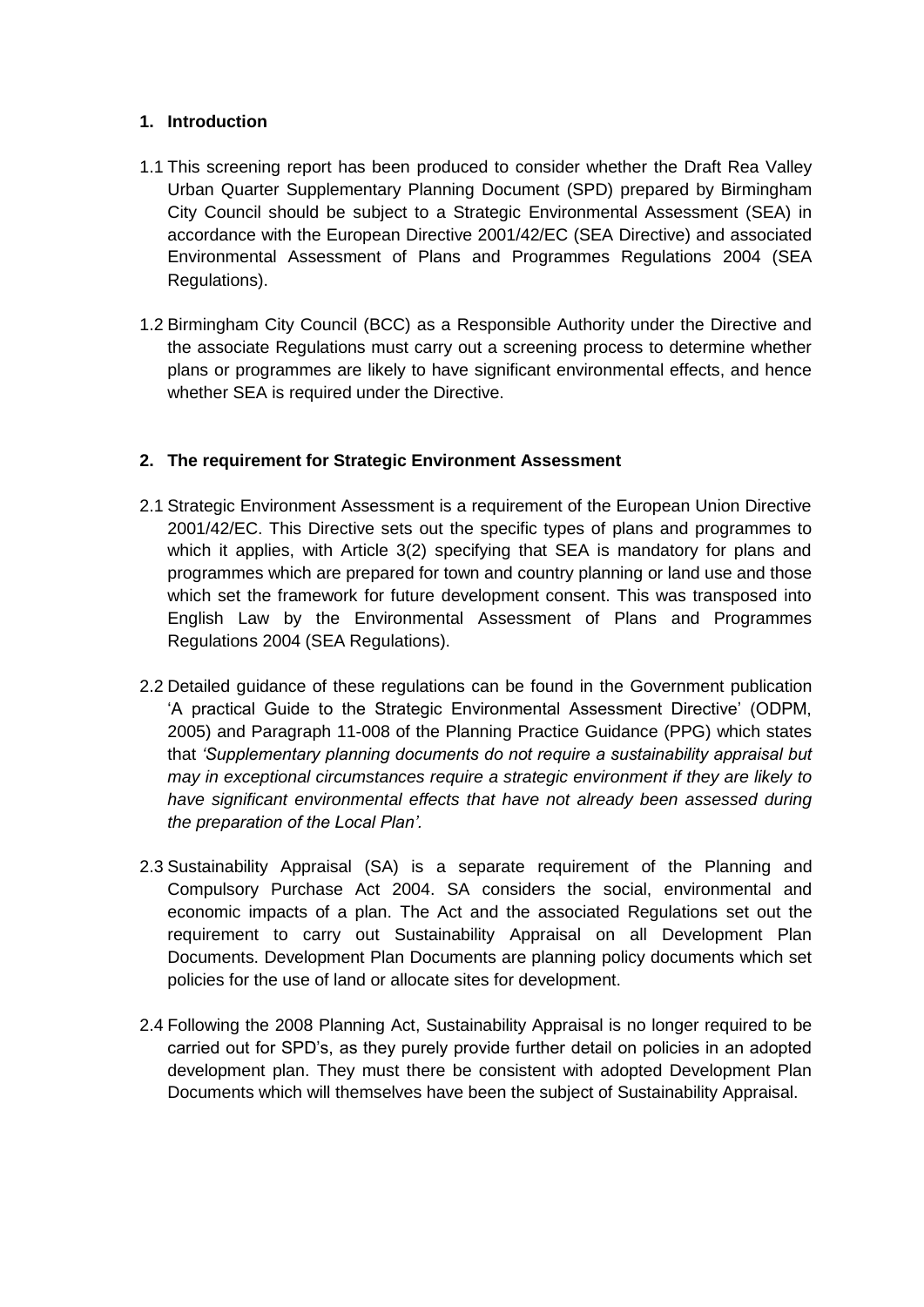## 1. Introduction

1.1 This screening report has been produced to consider whether the Draft Rea Valley Urban Quarter Supplementary Planning Document (SPD) prepared by Birmingham City Council should be subject to a Strategic Environmental Assessment (SEA) in accordance with the European Directive 2001/42/EC (SEA Directive) and associated Environmental Assessment of Plans and Programmes Regulations 2004 (SEA Regulations).

1.2 Birmingham City Council (BCC) as a Responsible Authority under the Directive and the associate Regulations must carry out a screening process to determine whether plans or programmes are likely to have significant environmental effects, and hence whether SEA is required under the Directive.

## 2. The requirement for Strategic Environment Assessment

2.1 Strategic Environment Assessment is a requirement of the European Union Directive 2001/42/EC. This Directive sets out the specific types of plans and programmes to which it applies, with Article 3(2) specifying that SEA is mandatory for plans and programmes which are prepared for town and country planning or land use and those which set the framework for future development consent. This was transposed into English Law by the Environmental Assessment of Plans and Programmes Regulations 2004 (SEA Regulations).

2.2 Detailed guidance of these regulations can be found in the Government publication 'A practical Guide to the Strategic Environmental Assessment Directive' (ODPM, 2005) and Paragraph 11-008 of the Planning Practice Guidance (PPG) which states that *'Supplementary planning documents do not require a sustainability appraisal but may in exceptional circumstances require a strategic environment if they are likely to have significant environmental effects that have not already been assessed during the preparation of the Local Plan'.*

2.3 Sustainability Appraisal (SA) is a separate requirement of the Planning and Compulsory Purchase Act 2004. SA considers the social, environmental and economic impacts of a plan. The Act and the associated Regulations set out the requirement to carry out Sustainability Appraisal on all Development Plan Documents. Development Plan Documents are planning policy documents which set policies for the use of land or allocate sites for development.

2.4 Following the 2008 Planning Act, Sustainability Appraisal is no longer required to be carried out for SPD's, as they purely provide further detail on policies in an adopted development plan. They must there be consistent with adopted Development Plan Documents which will themselves have been the subject of Sustainability Appraisal.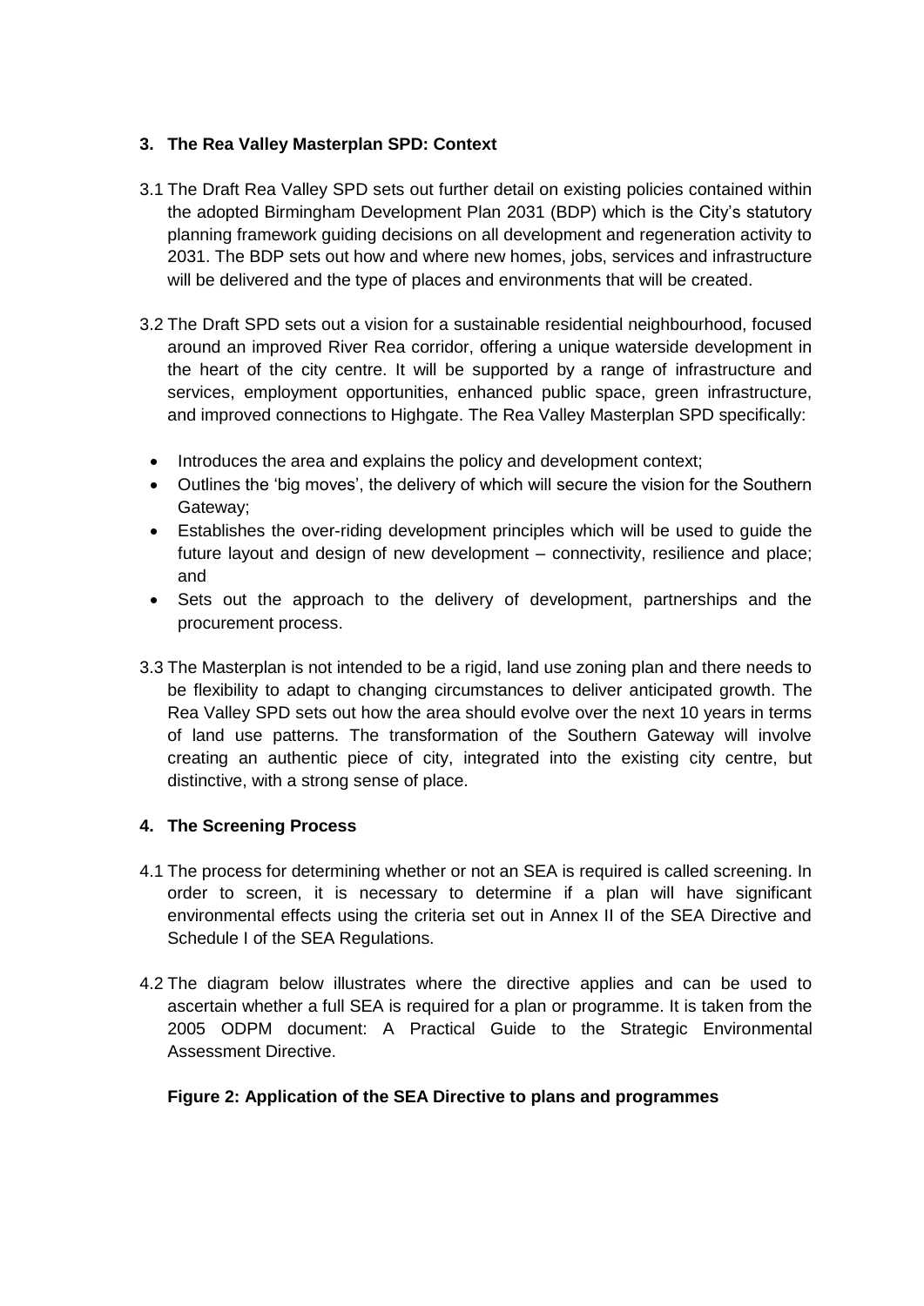## 3. The Rea Valley Masterplan SPD: Context

3.1 The Draft Rea Valley SPD sets out further detail on existing policies contained within the adopted Birmingham Development Plan 2031 (BDP) which is the City's statutory planning framework guiding decisions on all development and regeneration activity to 2031. The BDP sets out how and where new homes, jobs, services and infrastructure will be delivered and the type of places and environments that will be created.

3.2 The Draft SPD sets out a vision for a sustainable residential neighbourhood, focused around an improved River Rea corridor, offering a unique waterside development in the heart of the city centre. It will be supported by a range of infrastructure and services, employment opportunities, enhanced public space, green infrastructure, and improved connections to Highgate. The Rea Valley Masterplan SPD specifically:

- Introduces the area and explains the policy and development context;
- Outlines the 'big moves', the delivery of which will secure the vision for the Southern Gateway;
- Establishes the over-riding development principles which will be used to guide the future layout and design of new development – connectivity, resilience and place; and
- Sets out the approach to the delivery of development, partnerships and the procurement process.

3.3 The Masterplan is not intended to be a rigid, land use zoning plan and there needs to be flexibility to adapt to changing circumstances to deliver anticipated growth. The Rea Valley SPD sets out how the area should evolve over the next 10 years in terms of land use patterns. The transformation of the Southern Gateway will involve creating an authentic piece of city, integrated into the existing city centre, but distinctive, with a strong sense of place.

## 4. The Screening Process

4.1 The process for determining whether or not an SEA is required is called screening. In order to screen, it is necessary to determine if a plan will have significant environmental effects using the criteria set out in Annex II of the SEA Directive and Schedule I of the SEA Regulations.

4.2 The diagram below illustrates where the directive applies and can be used to ascertain whether a full SEA is required for a plan or programme. It is taken from the 2005 ODPM document: A Practical Guide to the Strategic Environmental Assessment Directive.

**Figure 2: Application of the SEA Directive to plans and programmes**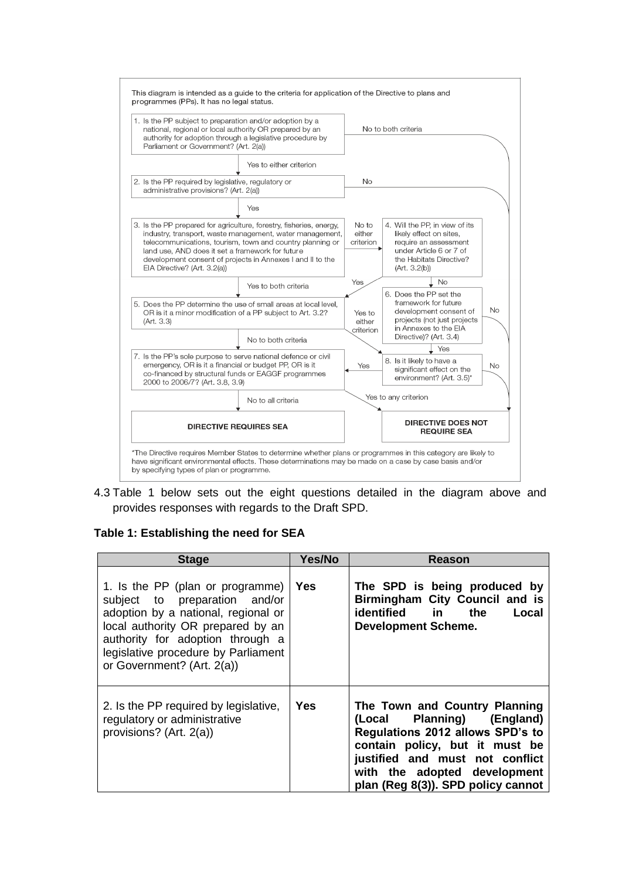This diagram is intended as a guide to the criteria for application of the Directive to plans and programmes (PPs). It has no legal status.

1. Is the PP subject to preparation and/or adoption by a national, regional or local authority OR prepared by an authority for adoption through a legislative procedure by Parliament or Government? (Art. 2(a))

No to both criteria

Yes to either criterion

2. Is the PP required by legislative, regulatory or administrative provisions? (Art. 2(a))

No

Yes

3. Is the PP prepared for agriculture, forestry, fisheries, energy, industry, transport, waste management, water management, telecommunications, tourism, town and country planning or land use, AND does it set a framework for future development consent of projects in Annexes I and II to the EIA Directive? (Art. 3.2(a))

No to either criterion

4. Will the PP, in view of its likely effect on sites, require an assessment under Article 6 or 7 of the Habitats Directive? (Art. 3.2(b))

Yes to both criteria

Yes

No

5. Does the PP determine the use of small areas at local level, OR is it a minor modification of a PP subject to Art. 3.2? (Art. 3.3)

Yes to either criterion

6. Does the PP set the framework for future development consent of projects (not just projects in Annexes to the EIA Directive)? (Art. 3.4)

No

No to both criteria

Yes

7. Is the PP's sole purpose to serve national defence or civil emergency, OR is it a financial or budget PP, OR is it co-financed by structural funds or EAGGF programmes 2000 to 2006/7? (Art. 3.8, 3.9)

Yes

8. Is it likely to have a significant effect on the environment? (Art. 3.5)*

No

Yes to any criterion

No to all criteria

DIRECTIVE REQUIRES SEA

DIRECTIVE DOES NOT REQUIRE SEA

*The Directive requires Member States to determine whether plans or programmes in this category are likely to have significant environmental effects. These determinations may be made on a case by case basis and/or by specifying types of plan or programme.

4.3 Table 1 below sets out the eight questions detailed in the diagram above and provides responses with regards to the Draft SPD.

**Table 1: Establishing the need for SEA**

| Stage | Yes/No | Reason |
|---|---|---|
| 1. Is the PP (plan or programme) subject to preparation and/or adoption by a national, regional or local authority OR prepared by an authority for adoption through a legislative procedure by Parliament or Government? (Art. 2(a)) | **Yes** | **The SPD is being produced by Birmingham City Council and is identified in the Local Development Scheme.** |
| 2. Is the PP required by legislative, regulatory or administrative provisions? (Art. 2(a)) | **Yes** | **The Town and Country Planning (Local Planning) (England) Regulations 2012 allows SPD's to contain policy, but it must be justified and must not conflict with the adopted development plan (Reg 8(3)). SPD policy cannot** |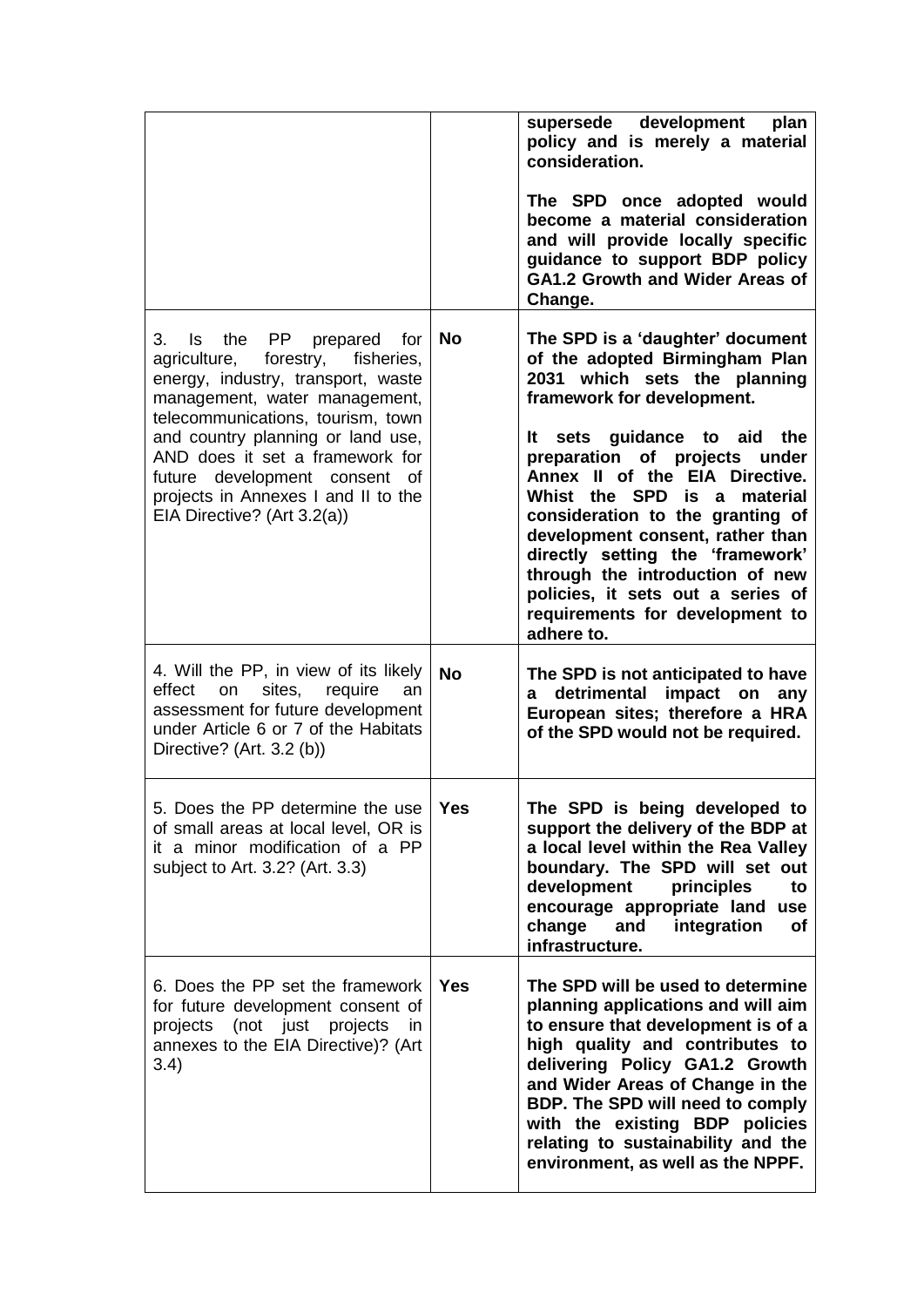| | | |
|---|---|---|
| | | **supersede development plan policy and is merely a material consideration.**<br><br>**The SPD once adopted would become a material consideration and will provide locally specific guidance to support BDP policy GA1.2 Growth and Wider Areas of Change.** |
| 3. Is the PP prepared for agriculture, forestry, fisheries, energy, industry, transport, waste management, water management, telecommunications, tourism, town and country planning or land use, AND does it set a framework for future development consent of projects in Annexes I and II to the EIA Directive? (Art 3.2(a)) | **No** | **The SPD is a 'daughter' document of the adopted Birmingham Plan 2031 which sets the planning framework for development.**<br><br>**It sets guidance to aid the preparation of projects under Annex II of the EIA Directive. Whist the SPD is a material consideration to the granting of development consent, rather than directly setting the 'framework' through the introduction of new policies, it sets out a series of requirements for development to adhere to.** |
| 4. Will the PP, in view of its likely effect on sites, require an assessment for future development under Article 6 or 7 of the Habitats Directive? (Art. 3.2 (b)) | **No** | **The SPD is not anticipated to have a detrimental impact on any European sites; therefore a HRA of the SPD would not be required.** |
| 5. Does the PP determine the use of small areas at local level, OR is it a minor modification of a PP subject to Art. 3.2? (Art. 3.3) | **Yes** | **The SPD is being developed to support the delivery of the BDP at a local level within the Rea Valley boundary. The SPD will set out development principles to encourage appropriate land use change and integration of infrastructure.** |
| 6. Does the PP set the framework for future development consent of projects (not just projects in annexes to the EIA Directive)? (Art 3.4) | **Yes** | **The SPD will be used to determine planning applications and will aim to ensure that development is of a high quality and contributes to delivering Policy GA1.2 Growth and Wider Areas of Change in the BDP. The SPD will need to comply with the existing BDP policies relating to sustainability and the environment, as well as the NPPF.** |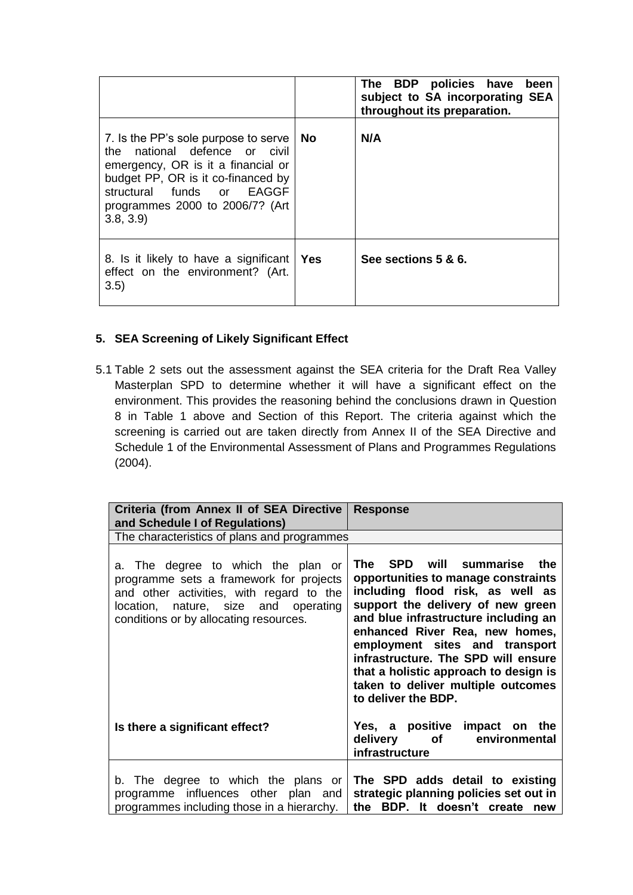| | | |
|---|---|---|
| | | **The BDP policies have been subject to SA incorporating SEA throughout its preparation.** |
| 7. Is the PP's sole purpose to serve the national defence or civil emergency, OR is it a financial or budget PP, OR is it co-financed by structural funds or EAGGF programmes 2000 to 2006/7? (Art 3.8, 3.9) | **No** | **N/A** |
| 8. Is it likely to have a significant effect on the environment? (Art. 3.5) | **Yes** | **See sections 5 & 6.** |

## 5. SEA Screening of Likely Significant Effect

5.1 Table 2 sets out the assessment against the SEA criteria for the Draft Rea Valley Masterplan SPD to determine whether it will have a significant effect on the environment. This provides the reasoning behind the conclusions drawn in Question 8 in Table 1 above and Section of this Report. The criteria against which the screening is carried out are taken directly from Annex II of the SEA Directive and Schedule 1 of the Environmental Assessment of Plans and Programmes Regulations (2004).

| **Criteria (from Annex II of SEA Directive and Schedule I of Regulations)** | **Response** |
|---|---|
| The characteristics of plans and programmes | |
| a. The degree to which the plan or programme sets a framework for projects and other activities, with regard to the location, nature, size and operating conditions or by allocating resources. | **The SPD will summarise the opportunities to manage constraints including flood risk, as well as support the delivery of new green and blue infrastructure including an enhanced River Rea, new homes, employment sites and transport infrastructure. The SPD will ensure that a holistic approach to design is taken to deliver multiple outcomes to deliver the BDP.** |
| **Is there a significant effect?** | **Yes, a positive impact on the delivery of environmental infrastructure** |
| b. The degree to which the plans or programme influences other plan and programmes including those in a hierarchy. | **The SPD adds detail to existing strategic planning policies set out in the BDP. It doesn't create new** |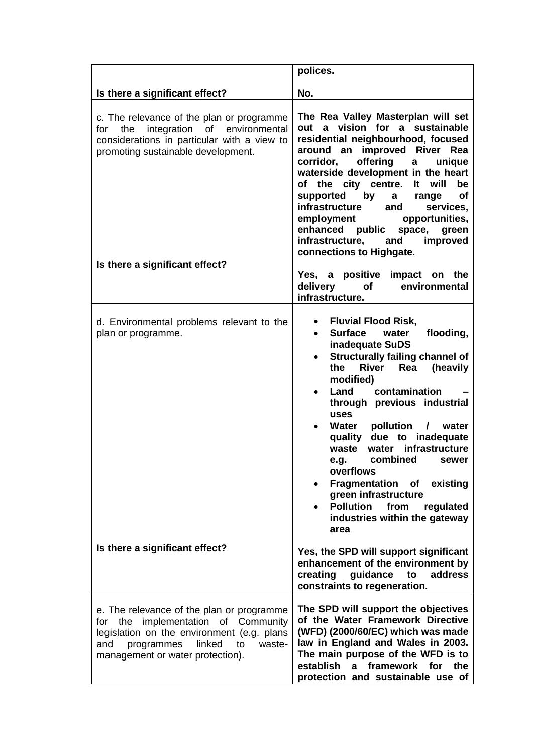| | |
|---|---|
| | **polices.** |
| **Is there a significant effect?** | **No.** |
| c. The relevance of the plan or programme for the integration of environmental considerations in particular with a view to promoting sustainable development.<br><br>**Is there a significant effect?** | **The Rea Valley Masterplan will set out a vision for a sustainable residential neighbourhood, focused around an improved River Rea corridor, offering a unique waterside development in the heart of the city centre. It will be supported by a range of infrastructure and services, employment opportunities, enhanced public space, green infrastructure, and improved connections to Highgate.**<br><br>**Yes, a positive impact on the delivery of environmental infrastructure.** |
| d. Environmental problems relevant to the plan or programme.<br><br>**Is there a significant effect?** | • **Fluvial Flood Risk,**<br>• **Surface water flooding, inadequate SuDS**<br>• **Structurally failing channel of the River Rea (heavily modified)**<br>• **Land contamination – through previous industrial uses**<br>• **Water pollution / water quality due to inadequate waste water infrastructure e.g. combined sewer overflows**<br>• **Fragmentation of existing green infrastructure**<br>• **Pollution from regulated industries within the gateway area**<br><br>**Yes, the SPD will support significant enhancement of the environment by creating guidance to address constraints to regeneration.** |
| e. The relevance of the plan or programme for the implementation of Community legislation on the environment (e.g. plans and programmes linked to waste-management or water protection). | **The SPD will support the objectives of the Water Framework Directive (WFD) (2000/60/EC) which was made law in England and Wales in 2003. The main purpose of the WFD is to establish a framework for the protection and sustainable use of** |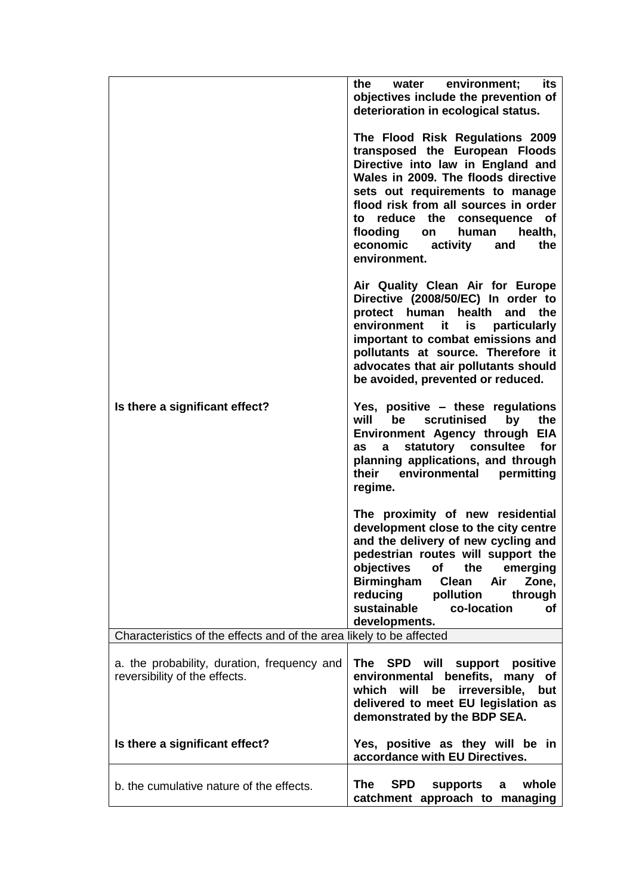| | |
|---|---|
| | **the water environment; its objectives include the prevention of deterioration in ecological status.**<br><br>**The Flood Risk Regulations 2009 transposed the European Floods Directive into law in England and Wales in 2009. The floods directive sets out requirements to manage flood risk from all sources in order to reduce the consequence of flooding on human health, economic activity and the environment.**<br><br>**Air Quality Clean Air for Europe Directive (2008/50/EC) In order to protect human health and the environment it is particularly important to combat emissions and pollutants at source. Therefore it advocates that air pollutants should be avoided, prevented or reduced.** |
| **Is there a significant effect?** | **Yes, positive – these regulations will be scrutinised by the Environment Agency through EIA as a statutory consultee for planning applications, and through their environmental permitting regime.**<br><br>**The proximity of new residential development close to the city centre and the delivery of new cycling and pedestrian routes will support the objectives of the emerging Birmingham Clean Air Zone, reducing pollution through sustainable co-location of developments.** |
| Characteristics of the effects and of the area likely to be affected | |
| a. the probability, duration, frequency and reversibility of the effects. | **The SPD will support positive environmental benefits, many of which will be irreversible, but delivered to meet EU legislation as demonstrated by the BDP SEA.** |
| **Is there a significant effect?** | **Yes, positive as they will be in accordance with EU Directives.** |
| b. the cumulative nature of the effects. | **The SPD supports a whole catchment approach to managing** |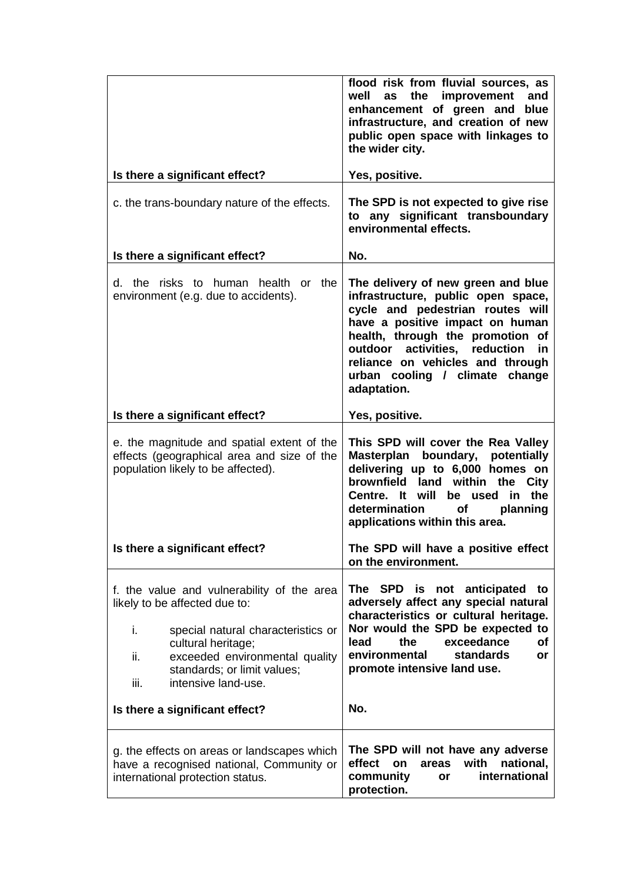| | |
|---|---|
| | **flood risk from fluvial sources, as well as the improvement and enhancement of green and blue infrastructure, and creation of new public open space with linkages to the wider city.** |
| **Is there a significant effect?** | **Yes, positive.** |
| c. the trans-boundary nature of the effects. | **The SPD is not expected to give rise to any significant transboundary environmental effects.** |
| **Is there a significant effect?** | **No.** |
| d. the risks to human health or the environment (e.g. due to accidents). | **The delivery of new green and blue infrastructure, public open space, cycle and pedestrian routes will have a positive impact on human health, through the promotion of outdoor activities, reduction in reliance on vehicles and through urban cooling / climate change adaptation.** |
| **Is there a significant effect?** | **Yes, positive.** |
| e. the magnitude and spatial extent of the effects (geographical area and size of the population likely to be affected). | **This SPD will cover the Rea Valley Masterplan boundary, potentially delivering up to 6,000 homes on brownfield land within the City Centre. It will be used in the determination of planning applications within this area.** |
| **Is there a significant effect?** | **The SPD will have a positive effect on the environment.** |
| f. the value and vulnerability of the area likely to be affected due to:<br>i. special natural characteristics or cultural heritage;<br>ii. exceeded environmental quality standards; or limit values;<br>iii. intensive land-use. | **The SPD is not anticipated to adversely affect any special natural characteristics or cultural heritage. Nor would the SPD be expected to lead the exceedance of environmental standards or promote intensive land use.** |
| **Is there a significant effect?** | **No.** |
| g. the effects on areas or landscapes which have a recognised national, Community or international protection status. | **The SPD will not have any adverse effect on areas with national, community or international protection.** |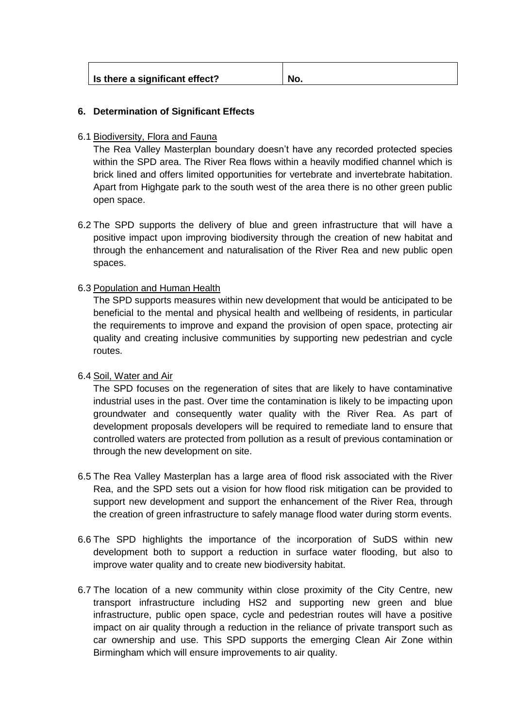| | |
|---|---|
| **Is there a significant effect?** | **No.** |

## 6. Determination of Significant Effects

6.1 Biodiversity, Flora and Fauna

The Rea Valley Masterplan boundary doesn't have any recorded protected species within the SPD area. The River Rea flows within a heavily modified channel which is brick lined and offers limited opportunities for vertebrate and invertebrate habitation. Apart from Highgate park to the south west of the area there is no other green public open space.

6.2 The SPD supports the delivery of blue and green infrastructure that will have a positive impact upon improving biodiversity through the creation of new habitat and through the enhancement and naturalisation of the River Rea and new public open spaces.

6.3 Population and Human Health

The SPD supports measures within new development that would be anticipated to be beneficial to the mental and physical health and wellbeing of residents, in particular the requirements to improve and expand the provision of open space, protecting air quality and creating inclusive communities by supporting new pedestrian and cycle routes.

6.4 Soil, Water and Air

The SPD focuses on the regeneration of sites that are likely to have contaminative industrial uses in the past. Over time the contamination is likely to be impacting upon groundwater and consequently water quality with the River Rea. As part of development proposals developers will be required to remediate land to ensure that controlled waters are protected from pollution as a result of previous contamination or through the new development on site.

6.5 The Rea Valley Masterplan has a large area of flood risk associated with the River Rea, and the SPD sets out a vision for how flood risk mitigation can be provided to support new development and support the enhancement of the River Rea, through the creation of green infrastructure to safely manage flood water during storm events.

6.6 The SPD highlights the importance of the incorporation of SuDS within new development both to support a reduction in surface water flooding, but also to improve water quality and to create new biodiversity habitat.

6.7 The location of a new community within close proximity of the City Centre, new transport infrastructure including HS2 and supporting new green and blue infrastructure, public open space, cycle and pedestrian routes will have a positive impact on air quality through a reduction in the reliance of private transport such as car ownership and use. This SPD supports the emerging Clean Air Zone within Birmingham which will ensure improvements to air quality.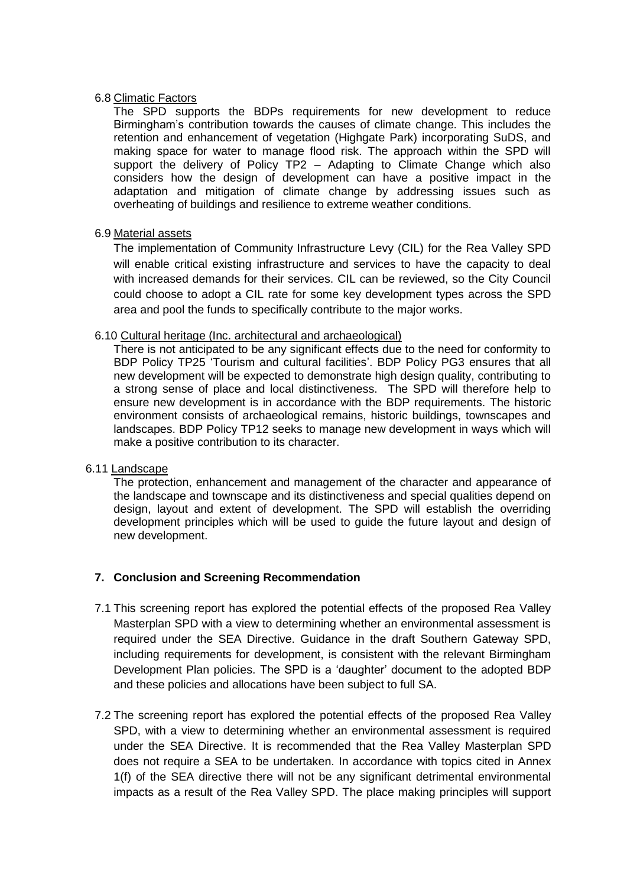6.8 Climatic Factors

The SPD supports the BDPs requirements for new development to reduce Birmingham's contribution towards the causes of climate change. This includes the retention and enhancement of vegetation (Highgate Park) incorporating SuDS, and making space for water to manage flood risk. The approach within the SPD will support the delivery of Policy TP2 – Adapting to Climate Change which also considers how the design of development can have a positive impact in the adaptation and mitigation of climate change by addressing issues such as overheating of buildings and resilience to extreme weather conditions.

6.9 Material assets

The implementation of Community Infrastructure Levy (CIL) for the Rea Valley SPD will enable critical existing infrastructure and services to have the capacity to deal with increased demands for their services. CIL can be reviewed, so the City Council could choose to adopt a CIL rate for some key development types across the SPD area and pool the funds to specifically contribute to the major works.

6.10 Cultural heritage (Inc. architectural and archaeological)

There is not anticipated to be any significant effects due to the need for conformity to BDP Policy TP25 'Tourism and cultural facilities'. BDP Policy PG3 ensures that all new development will be expected to demonstrate high design quality, contributing to a strong sense of place and local distinctiveness. The SPD will therefore help to ensure new development is in accordance with the BDP requirements. The historic environment consists of archaeological remains, historic buildings, townscapes and landscapes. BDP Policy TP12 seeks to manage new development in ways which will make a positive contribution to its character.

6.11 Landscape

The protection, enhancement and management of the character and appearance of the landscape and townscape and its distinctiveness and special qualities depend on design, layout and extent of development. The SPD will establish the overriding development principles which will be used to guide the future layout and design of new development.

## 7. Conclusion and Screening Recommendation

7.1 This screening report has explored the potential effects of the proposed Rea Valley Masterplan SPD with a view to determining whether an environmental assessment is required under the SEA Directive. Guidance in the draft Southern Gateway SPD, including requirements for development, is consistent with the relevant Birmingham Development Plan policies. The SPD is a 'daughter' document to the adopted BDP and these policies and allocations have been subject to full SA.

7.2 The screening report has explored the potential effects of the proposed Rea Valley SPD, with a view to determining whether an environmental assessment is required under the SEA Directive. It is recommended that the Rea Valley Masterplan SPD does not require a SEA to be undertaken. In accordance with topics cited in Annex 1(f) of the SEA directive there will not be any significant detrimental environmental impacts as a result of the Rea Valley SPD. The place making principles will support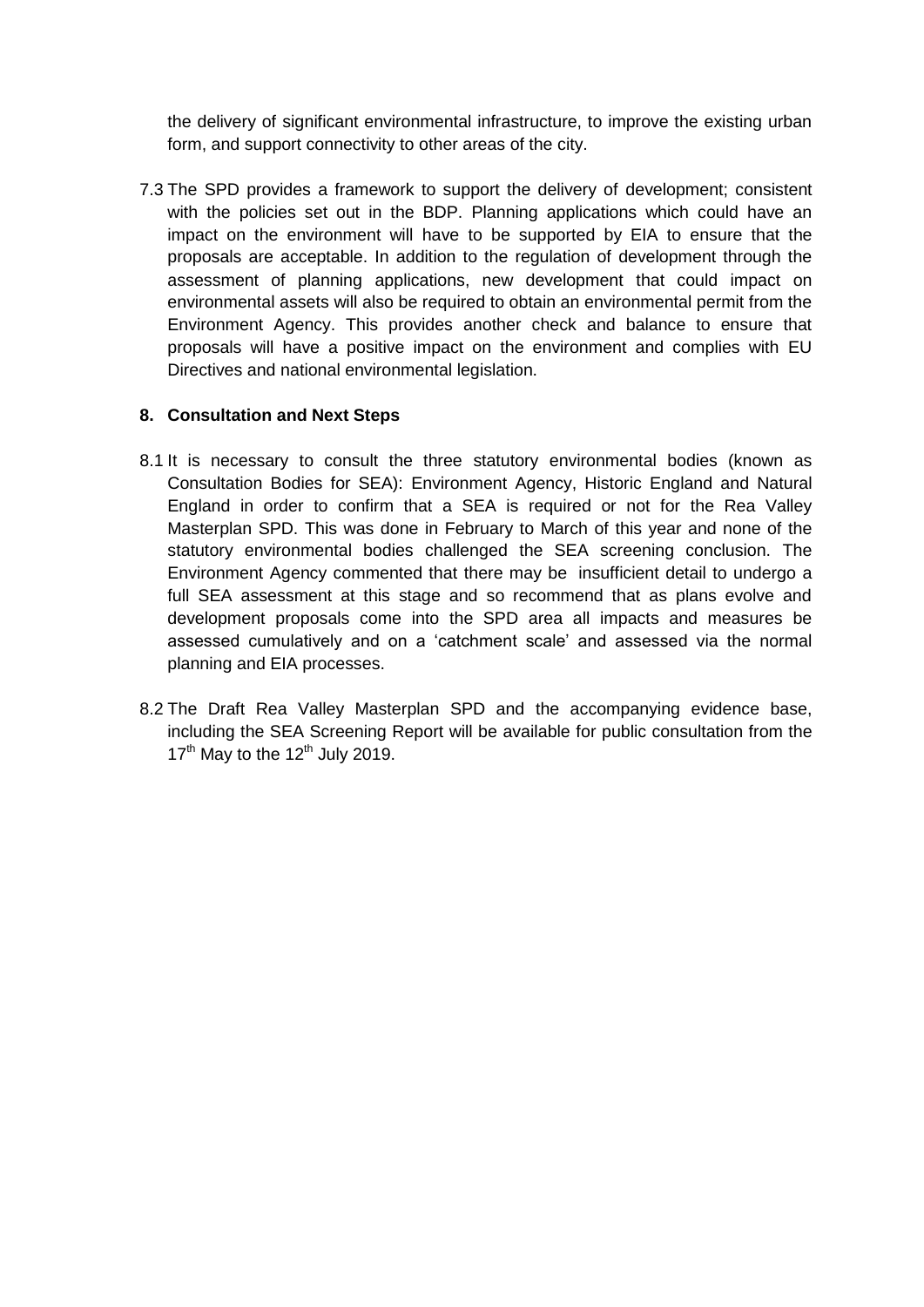the delivery of significant environmental infrastructure, to improve the existing urban form, and support connectivity to other areas of the city.

7.3 The SPD provides a framework to support the delivery of development; consistent with the policies set out in the BDP. Planning applications which could have an impact on the environment will have to be supported by EIA to ensure that the proposals are acceptable. In addition to the regulation of development through the assessment of planning applications, new development that could impact on environmental assets will also be required to obtain an environmental permit from the Environment Agency. This provides another check and balance to ensure that proposals will have a positive impact on the environment and complies with EU Directives and national environmental legislation.

## 8. Consultation and Next Steps

8.1 It is necessary to consult the three statutory environmental bodies (known as Consultation Bodies for SEA): Environment Agency, Historic England and Natural England in order to confirm that a SEA is required or not for the Rea Valley Masterplan SPD. This was done in February to March of this year and none of the statutory environmental bodies challenged the SEA screening conclusion. The Environment Agency commented that there may be insufficient detail to undergo a full SEA assessment at this stage and so recommend that as plans evolve and development proposals come into the SPD area all impacts and measures be assessed cumulatively and on a 'catchment scale' and assessed via the normal planning and EIA processes.

8.2 The Draft Rea Valley Masterplan SPD and the accompanying evidence base, including the SEA Screening Report will be available for public consultation from the 17th May to the 12th July 2019.